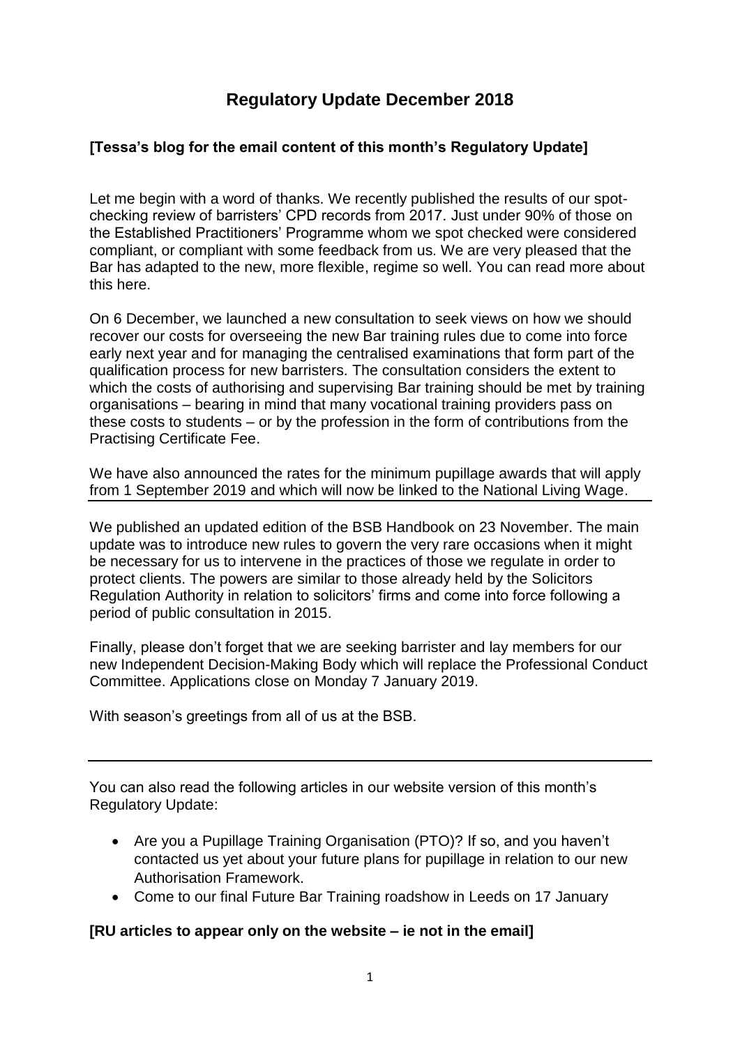# Regulatory Update December 2018

**[Tessa's blog for the email content of this month's Regulatory Update]**

Let me begin with a word of thanks. We recently published the results of our spot-checking review of barristers' CPD records from 2017. Just under 90% of those on the Established Practitioners' Programme whom we spot checked were considered compliant, or compliant with some feedback from us. We are very pleased that the Bar has adapted to the new, more flexible, regime so well. You can read more about this here.

On 6 December, we launched a new consultation to seek views on how we should recover our costs for overseeing the new Bar training rules due to come into force early next year and for managing the centralised examinations that form part of the qualification process for new barristers. The consultation considers the extent to which the costs of authorising and supervising Bar training should be met by training organisations – bearing in mind that many vocational training providers pass on these costs to students – or by the profession in the form of contributions from the Practising Certificate Fee.

We have also announced the rates for the minimum pupillage awards that will apply from 1 September 2019 and which will now be linked to the National Living Wage.

---

We published an updated edition of the BSB Handbook on 23 November. The main update was to introduce new rules to govern the very rare occasions when it might be necessary for us to intervene in the practices of those we regulate in order to protect clients. The powers are similar to those already held by the Solicitors Regulation Authority in relation to solicitors' firms and come into force following a period of public consultation in 2015.

Finally, please don't forget that we are seeking barrister and lay members for our new Independent Decision-Making Body which will replace the Professional Conduct Committee. Applications close on Monday 7 January 2019.

With season's greetings from all of us at the BSB.

---

You can also read the following articles in our website version of this month's Regulatory Update:

- Are you a Pupillage Training Organisation (PTO)? If so, and you haven't contacted us yet about your future plans for pupillage in relation to our new Authorisation Framework.
- Come to our final Future Bar Training roadshow in Leeds on 17 January

**[RU articles to appear only on the website – ie not in the email]**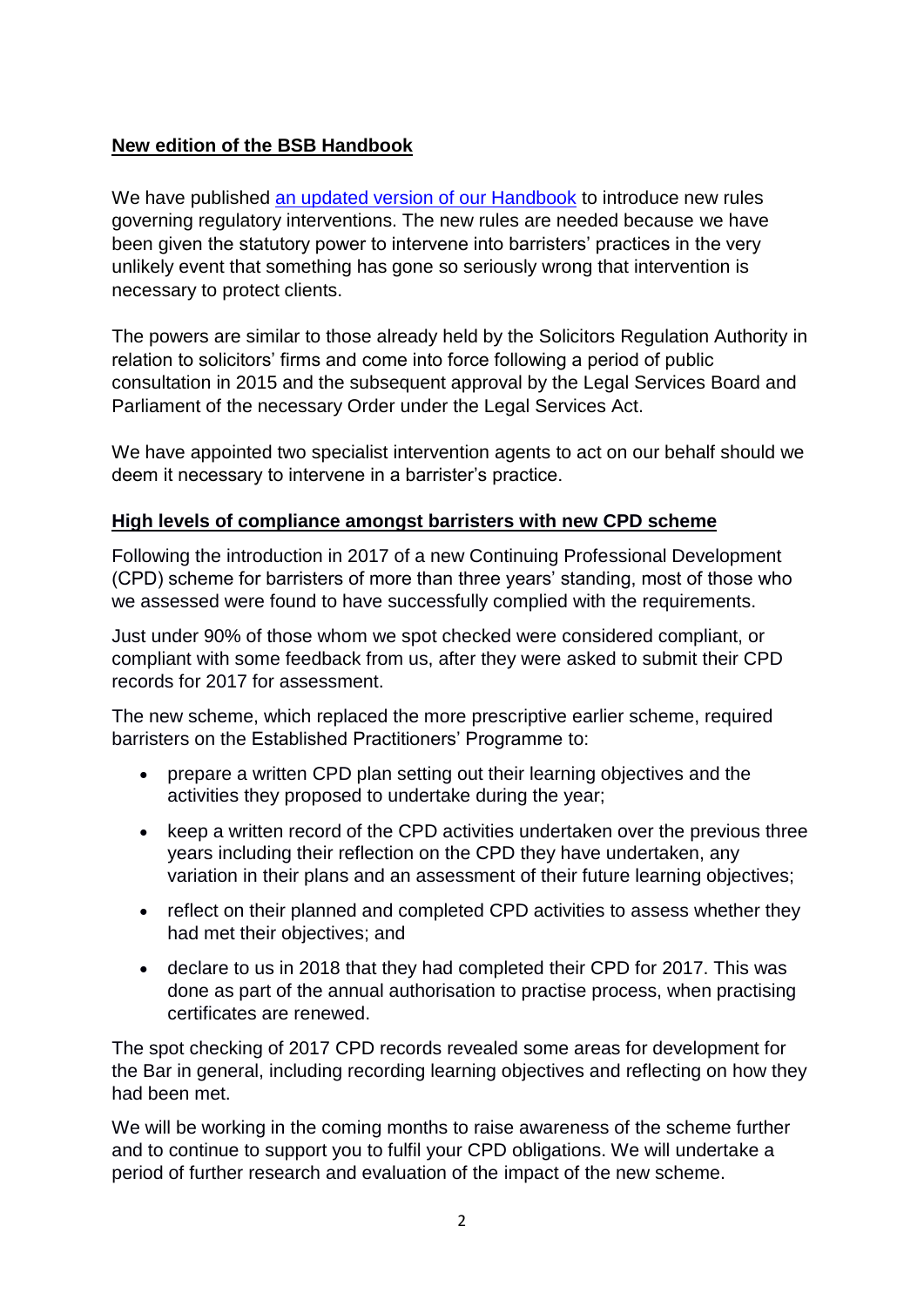## New edition of the BSB Handbook

We have published [an updated version of our Handbook](an updated version of our Handbook) to introduce new rules governing regulatory interventions. The new rules are needed because we have been given the statutory power to intervene into barristers' practices in the very unlikely event that something has gone so seriously wrong that intervention is necessary to protect clients.

The powers are similar to those already held by the Solicitors Regulation Authority in relation to solicitors' firms and come into force following a period of public consultation in 2015 and the subsequent approval by the Legal Services Board and Parliament of the necessary Order under the Legal Services Act.

We have appointed two specialist intervention agents to act on our behalf should we deem it necessary to intervene in a barrister's practice.

## High levels of compliance amongst barristers with new CPD scheme

Following the introduction in 2017 of a new Continuing Professional Development (CPD) scheme for barristers of more than three years' standing, most of those who we assessed were found to have successfully complied with the requirements.

Just under 90% of those whom we spot checked were considered compliant, or compliant with some feedback from us, after they were asked to submit their CPD records for 2017 for assessment.

The new scheme, which replaced the more prescriptive earlier scheme, required barristers on the Established Practitioners' Programme to:

- prepare a written CPD plan setting out their learning objectives and the activities they proposed to undertake during the year;
- keep a written record of the CPD activities undertaken over the previous three years including their reflection on the CPD they have undertaken, any variation in their plans and an assessment of their future learning objectives;
- reflect on their planned and completed CPD activities to assess whether they had met their objectives; and
- declare to us in 2018 that they had completed their CPD for 2017. This was done as part of the annual authorisation to practise process, when practising certificates are renewed.

The spot checking of 2017 CPD records revealed some areas for development for the Bar in general, including recording learning objectives and reflecting on how they had been met.

We will be working in the coming months to raise awareness of the scheme further and to continue to support you to fulfil your CPD obligations. We will undertake a period of further research and evaluation of the impact of the new scheme.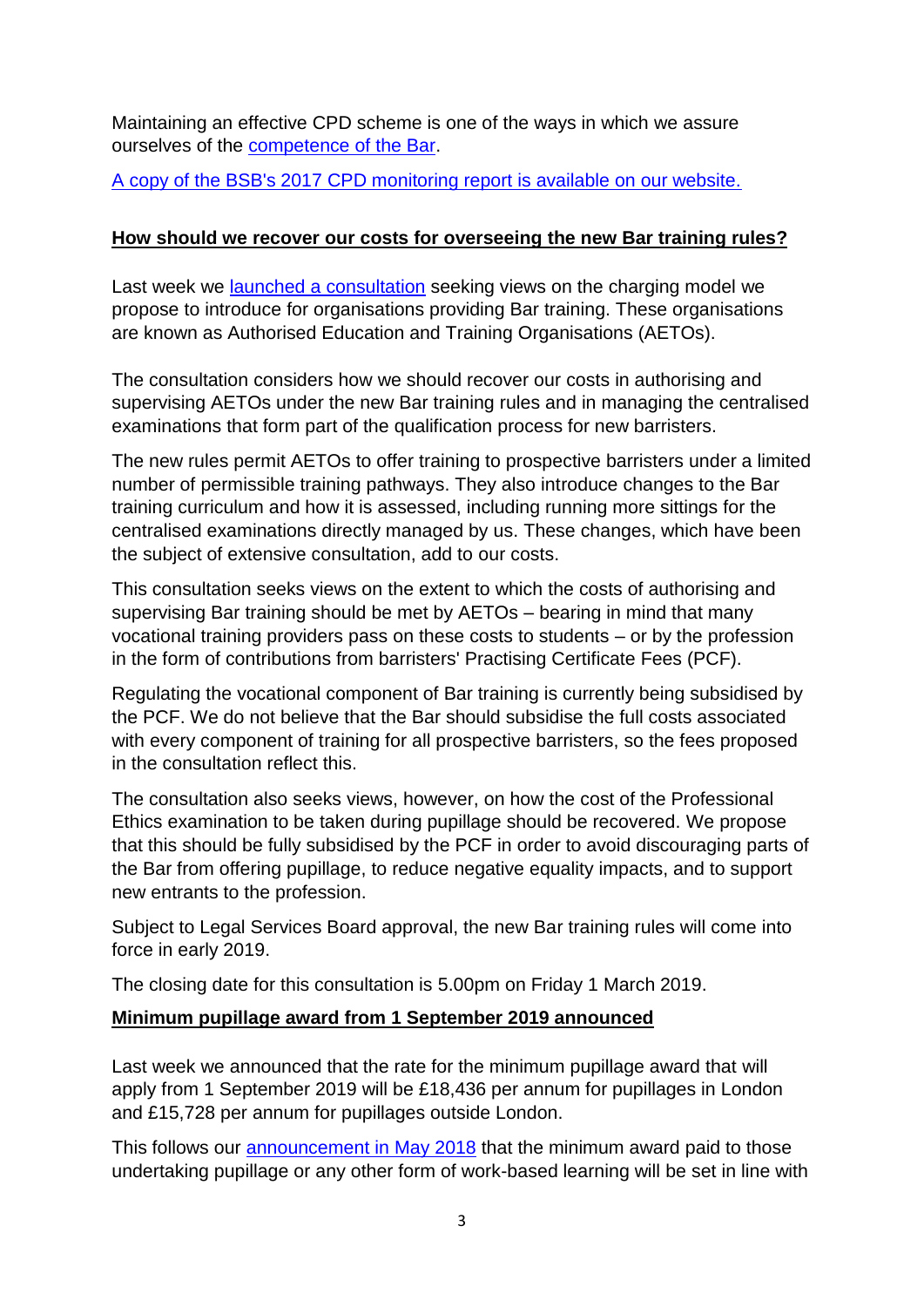Maintaining an effective CPD scheme is one of the ways in which we assure ourselves of the competence of the Bar.

A copy of the BSB's 2017 CPD monitoring report is available on our website.

## How should we recover our costs for overseeing the new Bar training rules?

Last week we launched a consultation seeking views on the charging model we propose to introduce for organisations providing Bar training. These organisations are known as Authorised Education and Training Organisations (AETOs).

The consultation considers how we should recover our costs in authorising and supervising AETOs under the new Bar training rules and in managing the centralised examinations that form part of the qualification process for new barristers.

The new rules permit AETOs to offer training to prospective barristers under a limited number of permissible training pathways. They also introduce changes to the Bar training curriculum and how it is assessed, including running more sittings for the centralised examinations directly managed by us. These changes, which have been the subject of extensive consultation, add to our costs.

This consultation seeks views on the extent to which the costs of authorising and supervising Bar training should be met by AETOs – bearing in mind that many vocational training providers pass on these costs to students – or by the profession in the form of contributions from barristers' Practising Certificate Fees (PCF).

Regulating the vocational component of Bar training is currently being subsidised by the PCF. We do not believe that the Bar should subsidise the full costs associated with every component of training for all prospective barristers, so the fees proposed in the consultation reflect this.

The consultation also seeks views, however, on how the cost of the Professional Ethics examination to be taken during pupillage should be recovered. We propose that this should be fully subsidised by the PCF in order to avoid discouraging parts of the Bar from offering pupillage, to reduce negative equality impacts, and to support new entrants to the profession.

Subject to Legal Services Board approval, the new Bar training rules will come into force in early 2019.

The closing date for this consultation is 5.00pm on Friday 1 March 2019.

## Minimum pupillage award from 1 September 2019 announced

Last week we announced that the rate for the minimum pupillage award that will apply from 1 September 2019 will be £18,436 per annum for pupillages in London and £15,728 per annum for pupillages outside London.

This follows our announcement in May 2018 that the minimum award paid to those undertaking pupillage or any other form of work-based learning will be set in line with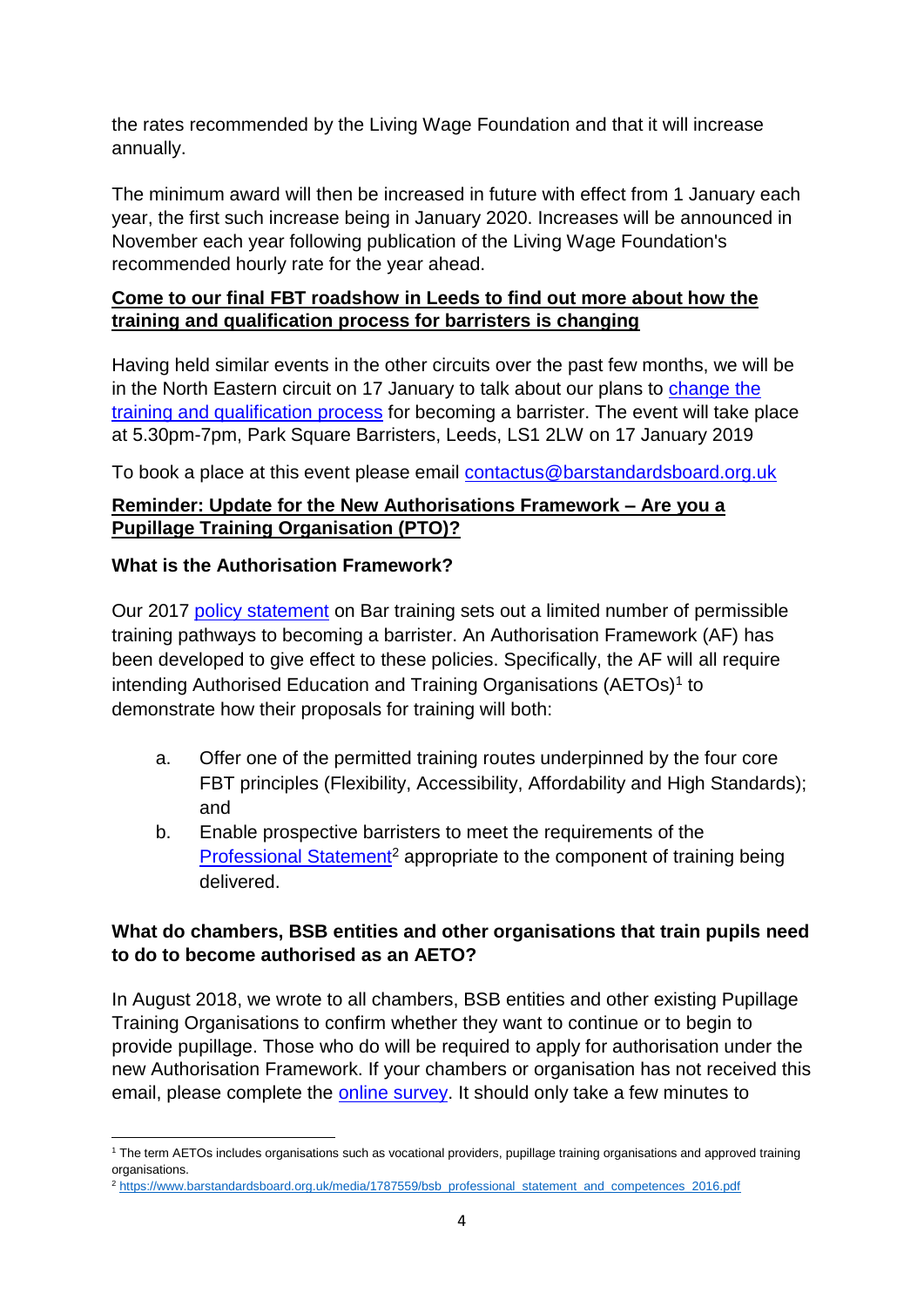the rates recommended by the Living Wage Foundation and that it will increase annually.

The minimum award will then be increased in future with effect from 1 January each year, the first such increase being in January 2020. Increases will be announced in November each year following publication of the Living Wage Foundation's recommended hourly rate for the year ahead.

**Come to our final FBT roadshow in Leeds to find out more about how the training and qualification process for barristers is changing**

Having held similar events in the other circuits over the past few months, we will be in the North Eastern circuit on 17 January to talk about our plans to change the training and qualification process for becoming a barrister. The event will take place at 5.30pm-7pm, Park Square Barristers, Leeds, LS1 2LW on 17 January 2019

To book a place at this event please email contactus@barstandardsboard.org.uk

**Reminder: Update for the New Authorisations Framework – Are you a Pupillage Training Organisation (PTO)?**

**What is the Authorisation Framework?**

Our 2017 policy statement on Bar training sets out a limited number of permissible training pathways to becoming a barrister. An Authorisation Framework (AF) has been developed to give effect to these policies. Specifically, the AF will all require intending Authorised Education and Training Organisations (AETOs)[1] to demonstrate how their proposals for training will both:

a. Offer one of the permitted training routes underpinned by the four core FBT principles (Flexibility, Accessibility, Affordability and High Standards); and

b. Enable prospective barristers to meet the requirements of the Professional Statement[2] appropriate to the component of training being delivered.

**What do chambers, BSB entities and other organisations that train pupils need to do to become authorised as an AETO?**

In August 2018, we wrote to all chambers, BSB entities and other existing Pupillage Training Organisations to confirm whether they want to continue or to begin to provide pupillage. Those who do will be required to apply for authorisation under the new Authorisation Framework. If your chambers or organisation has not received this email, please complete the online survey. It should only take a few minutes to

---

[1] The term AETOs includes organisations such as vocational providers, pupillage training organisations and approved training organisations.

[2] https://www.barstandardsboard.org.uk/media/1787559/bsb_professional_statement_and_competences_2016.pdf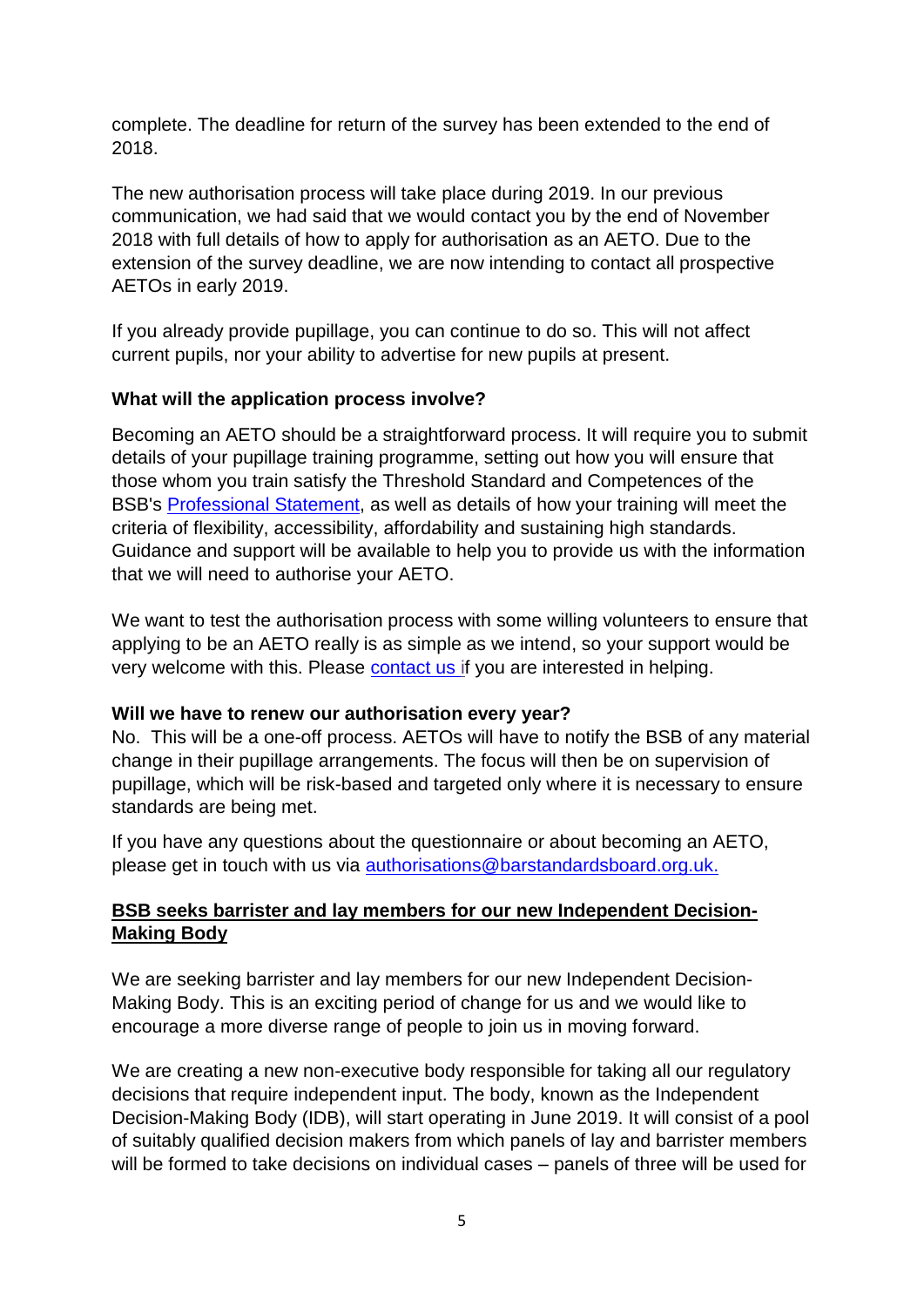complete. The deadline for return of the survey has been extended to the end of 2018.

The new authorisation process will take place during 2019. In our previous communication, we had said that we would contact you by the end of November 2018 with full details of how to apply for authorisation as an AETO. Due to the extension of the survey deadline, we are now intending to contact all prospective AETOs in early 2019.

If you already provide pupillage, you can continue to do so. This will not affect current pupils, nor your ability to advertise for new pupils at present.

**What will the application process involve?**

Becoming an AETO should be a straightforward process. It will require you to submit details of your pupillage training programme, setting out how you will ensure that those whom you train satisfy the Threshold Standard and Competences of the BSB's [Professional Statement](), as well as details of how your training will meet the criteria of flexibility, accessibility, affordability and sustaining high standards. Guidance and support will be available to help you to provide us with the information that we will need to authorise your AETO.

We want to test the authorisation process with some willing volunteers to ensure that applying to be an AETO really is as simple as we intend, so your support would be very welcome with this. Please [contact us ]()if you are interested in helping.

**Will we have to renew our authorisation every year?**

No. This will be a one-off process. AETOs will have to notify the BSB of any material change in their pupillage arrangements. The focus will then be on supervision of pupillage, which will be risk-based and targeted only where it is necessary to ensure standards are being met.

If you have any questions about the questionnaire or about becoming an AETO, please get in touch with us via [authorisations@barstandardsboard.org.uk.](mailto:authorisations@barstandardsboard.org.uk)

## **BSB seeks barrister and lay members for our new Independent Decision-Making Body**

We are seeking barrister and lay members for our new Independent Decision-Making Body. This is an exciting period of change for us and we would like to encourage a more diverse range of people to join us in moving forward.

We are creating a new non-executive body responsible for taking all our regulatory decisions that require independent input. The body, known as the Independent Decision-Making Body (IDB), will start operating in June 2019. It will consist of a pool of suitably qualified decision makers from which panels of lay and barrister members will be formed to take decisions on individual cases – panels of three will be used for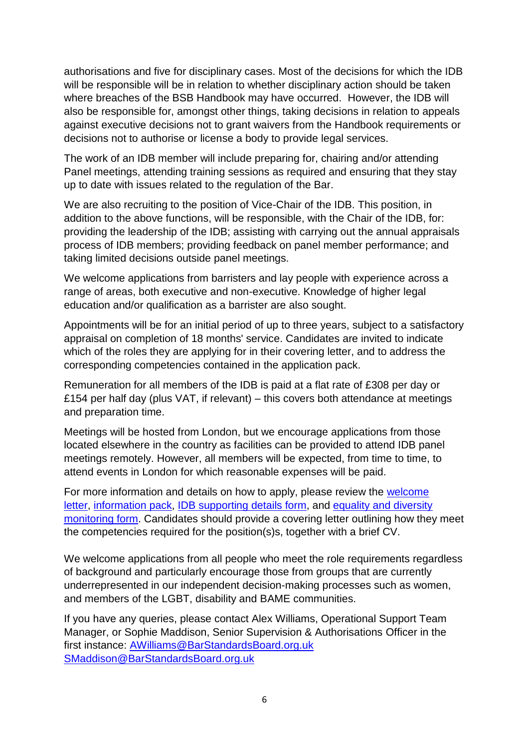authorisations and five for disciplinary cases. Most of the decisions for which the IDB will be responsible will be in relation to whether disciplinary action should be taken where breaches of the BSB Handbook may have occurred. However, the IDB will also be responsible for, amongst other things, taking decisions in relation to appeals against executive decisions not to grant waivers from the Handbook requirements or decisions not to authorise or license a body to provide legal services.

The work of an IDB member will include preparing for, chairing and/or attending Panel meetings, attending training sessions as required and ensuring that they stay up to date with issues related to the regulation of the Bar.

We are also recruiting to the position of Vice-Chair of the IDB. This position, in addition to the above functions, will be responsible, with the Chair of the IDB, for: providing the leadership of the IDB; assisting with carrying out the annual appraisals process of IDB members; providing feedback on panel member performance; and taking limited decisions outside panel meetings.

We welcome applications from barristers and lay people with experience across a range of areas, both executive and non-executive. Knowledge of higher legal education and/or qualification as a barrister are also sought.

Appointments will be for an initial period of up to three years, subject to a satisfactory appraisal on completion of 18 months' service. Candidates are invited to indicate which of the roles they are applying for in their covering letter, and to address the corresponding competencies contained in the application pack.

Remuneration for all members of the IDB is paid at a flat rate of £308 per day or £154 per half day (plus VAT, if relevant) – this covers both attendance at meetings and preparation time.

Meetings will be hosted from London, but we encourage applications from those located elsewhere in the country as facilities can be provided to attend IDB panel meetings remotely. However, all members will be expected, from time to time, to attend events in London for which reasonable expenses will be paid.

For more information and details on how to apply, please review the welcome letter, information pack, IDB supporting details form, and equality and diversity monitoring form. Candidates should provide a covering letter outlining how they meet the competencies required for the position(s)s, together with a brief CV.

We welcome applications from all people who meet the role requirements regardless of background and particularly encourage those from groups that are currently underrepresented in our independent decision-making processes such as women, and members of the LGBT, disability and BAME communities.

If you have any queries, please contact Alex Williams, Operational Support Team Manager, or Sophie Maddison, Senior Supervision & Authorisations Officer in the first instance: AWilliams@BarStandardsBoard.org.uk
SMaddison@BarStandardsBoard.org.uk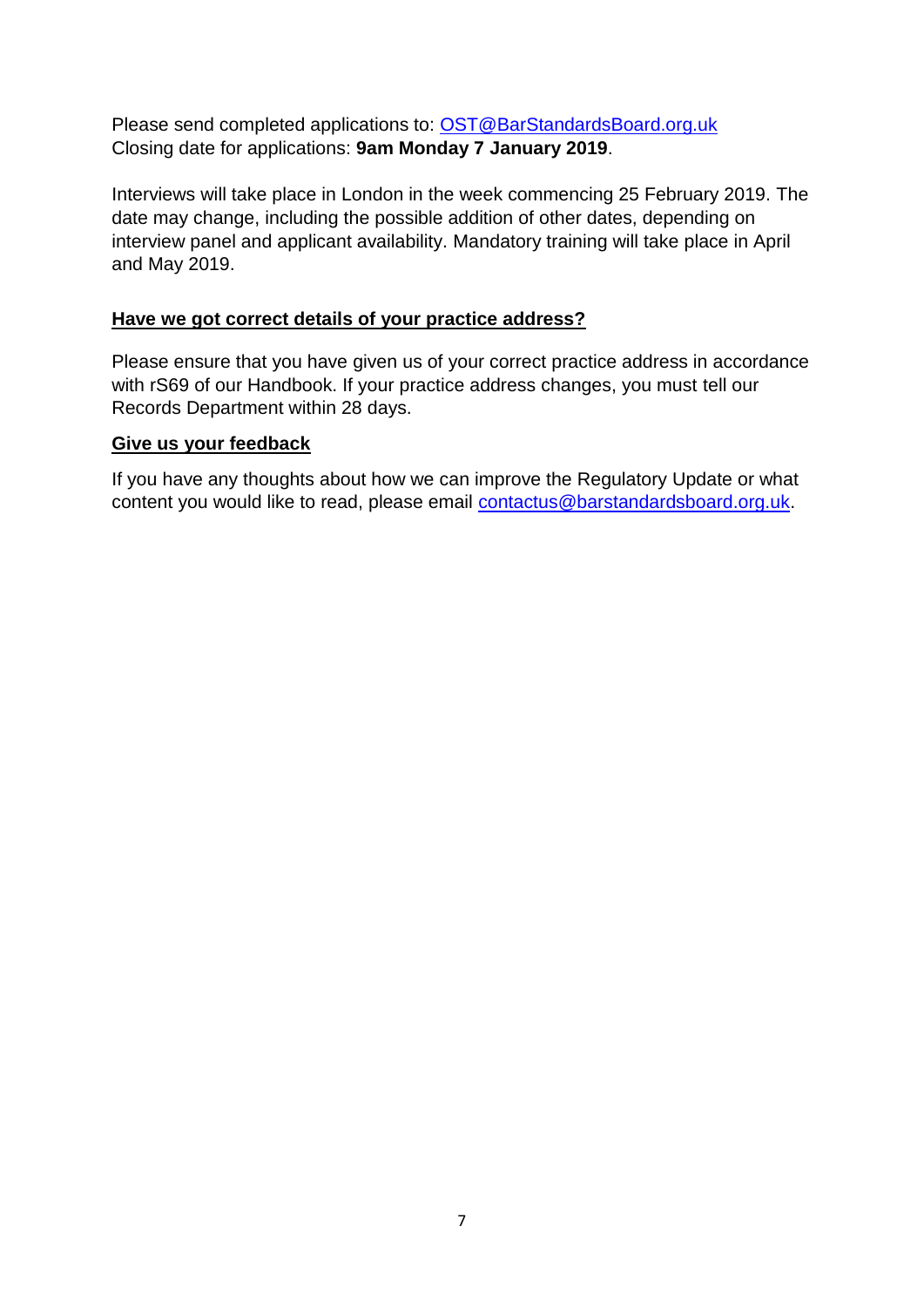Please send completed applications to: [OST@BarStandardsBoard.org.uk](mailto:OST@BarStandardsBoard.org.uk)
Closing date for applications: **9am Monday 7 January 2019**.

Interviews will take place in London in the week commencing 25 February 2019. The date may change, including the possible addition of other dates, depending on interview panel and applicant availability. Mandatory training will take place in April and May 2019.

## Have we got correct details of your practice address?

Please ensure that you have given us of your correct practice address in accordance with rS69 of our Handbook. If your practice address changes, you must tell our Records Department within 28 days.

## Give us your feedback

If you have any thoughts about how we can improve the Regulatory Update or what content you would like to read, please email [contactus@barstandardsboard.org.uk](mailto:contactus@barstandardsboard.org.uk).